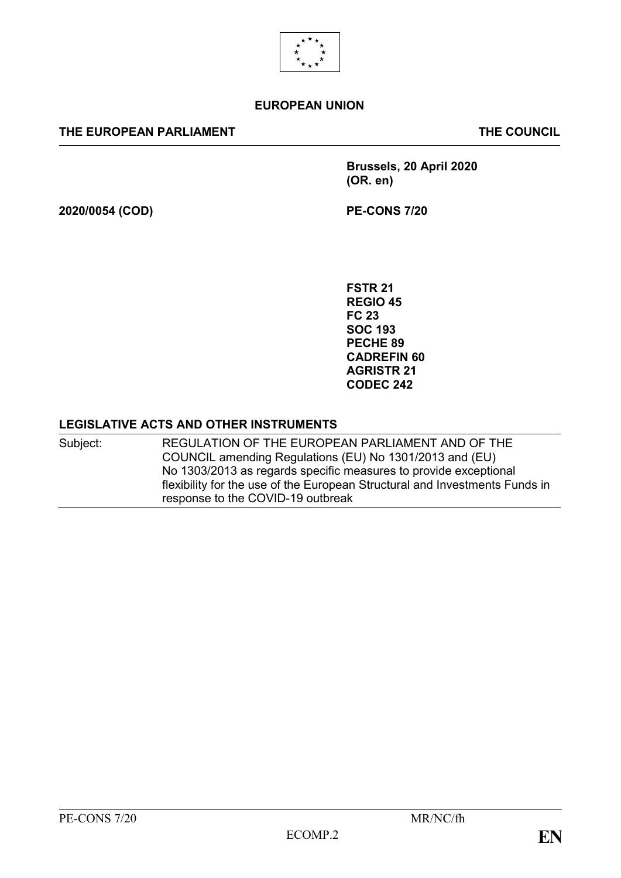**EUROPEAN UNION**

**THE EUROPEAN PARLIAMENT** **THE COUNCIL**

**Brussels, 20 April 2020**
**(OR. en)**

**2020/0054 (COD)** **PE-CONS 7/20**

**FSTR 21**
**REGIO 45**
**FC 23**
**SOC 193**
**PECHE 89**
**CADREFIN 60**
**AGRISTR 21**
**CODEC 242**

**LEGISLATIVE ACTS AND OTHER INSTRUMENTS**

| | |
|---|---|
| Subject: | REGULATION OF THE EUROPEAN PARLIAMENT AND OF THE COUNCIL amending Regulations (EU) No 1301/2013 and (EU) No 1303/2013 as regards specific measures to provide exceptional flexibility for the use of the European Structural and Investments Funds in response to the COVID-19 outbreak |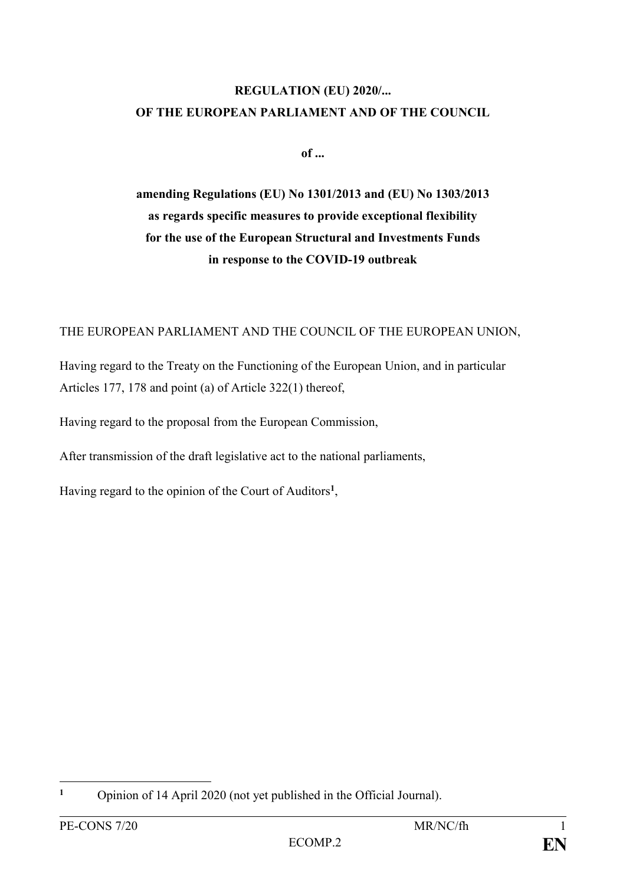**REGULATION (EU) 2020/...**
**OF THE EUROPEAN PARLIAMENT AND OF THE COUNCIL**

**of ...**

**amending Regulations (EU) No 1301/2013 and (EU) No 1303/2013 as regards specific measures to provide exceptional flexibility for the use of the European Structural and Investments Funds in response to the COVID-19 outbreak**

THE EUROPEAN PARLIAMENT AND THE COUNCIL OF THE EUROPEAN UNION,

Having regard to the Treaty on the Functioning of the European Union, and in particular Articles 177, 178 and point (a) of Article 322(1) thereof,

Having regard to the proposal from the European Commission,

After transmission of the draft legislative act to the national parliaments,

Having regard to the opinion of the Court of Auditors[1],

[1] Opinion of 14 April 2020 (not yet published in the Official Journal).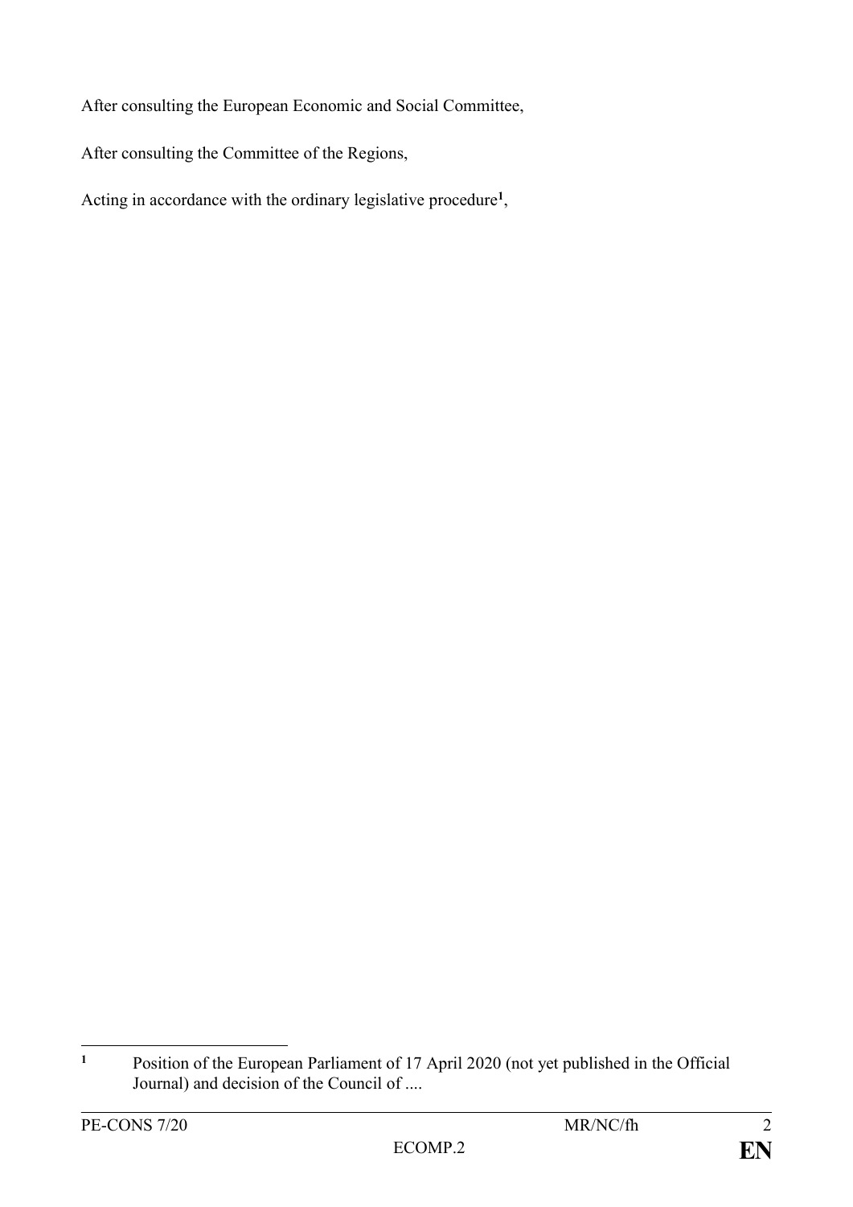After consulting the European Economic and Social Committee,

After consulting the Committee of the Regions,

Acting in accordance with the ordinary legislative procedure[1],

---

[1] Position of the European Parliament of 17 April 2020 (not yet published in the Official Journal) and decision of the Council of ....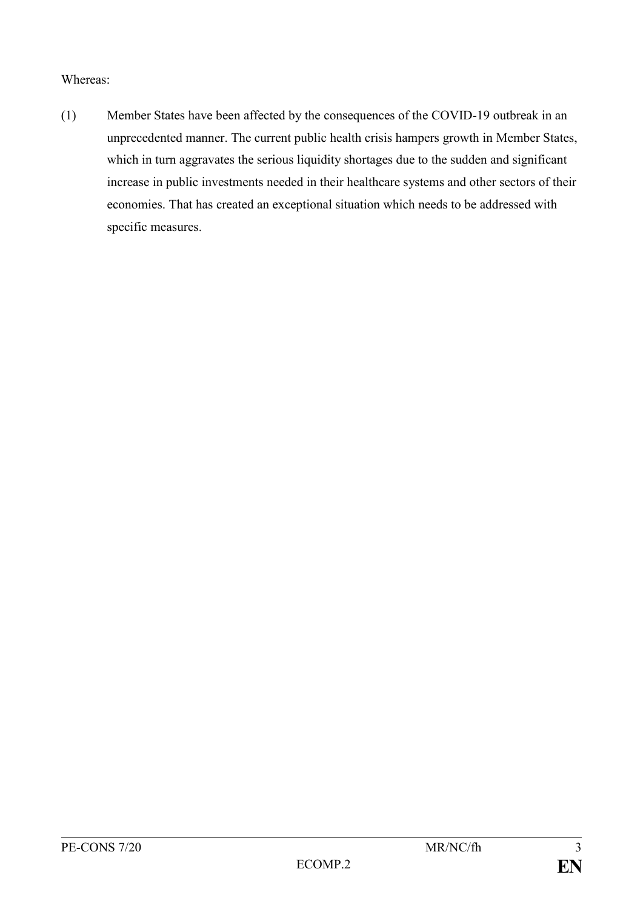Whereas:

(1) Member States have been affected by the consequences of the COVID-19 outbreak in an unprecedented manner. The current public health crisis hampers growth in Member States, which in turn aggravates the serious liquidity shortages due to the sudden and significant increase in public investments needed in their healthcare systems and other sectors of their economies. That has created an exceptional situation which needs to be addressed with specific measures.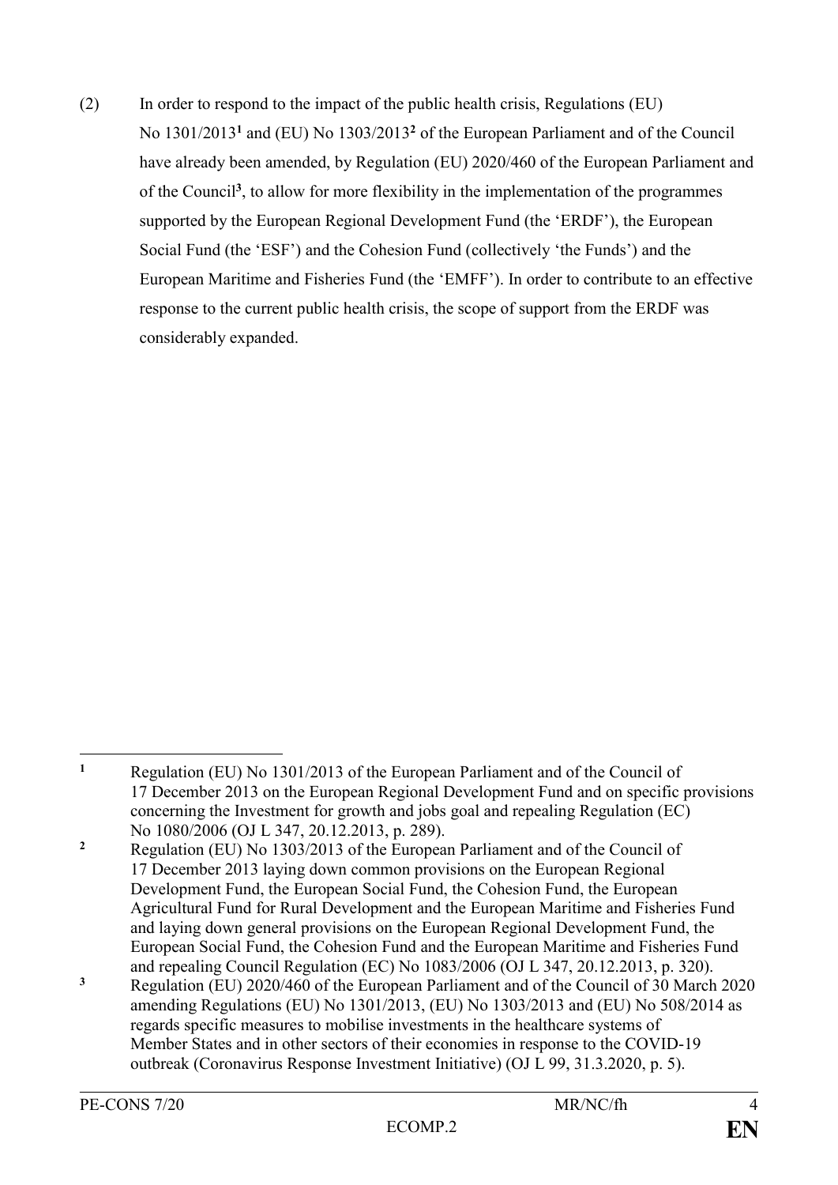(2) In order to respond to the impact of the public health crisis, Regulations (EU) No 1301/2013[1] and (EU) No 1303/2013[2] of the European Parliament and of the Council have already been amended, by Regulation (EU) 2020/460 of the European Parliament and of the Council[3], to allow for more flexibility in the implementation of the programmes supported by the European Regional Development Fund (the 'ERDF'), the European Social Fund (the 'ESF') and the Cohesion Fund (collectively 'the Funds') and the European Maritime and Fisheries Fund (the 'EMFF'). In order to contribute to an effective response to the current public health crisis, the scope of support from the ERDF was considerably expanded.

---

[1] Regulation (EU) No 1301/2013 of the European Parliament and of the Council of 17 December 2013 on the European Regional Development Fund and on specific provisions concerning the Investment for growth and jobs goal and repealing Regulation (EC) No 1080/2006 (OJ L 347, 20.12.2013, p. 289).

[2] Regulation (EU) No 1303/2013 of the European Parliament and of the Council of 17 December 2013 laying down common provisions on the European Regional Development Fund, the European Social Fund, the Cohesion Fund, the European Agricultural Fund for Rural Development and the European Maritime and Fisheries Fund and laying down general provisions on the European Regional Development Fund, the European Social Fund, the Cohesion Fund and the European Maritime and Fisheries Fund and repealing Council Regulation (EC) No 1083/2006 (OJ L 347, 20.12.2013, p. 320).

[3] Regulation (EU) 2020/460 of the European Parliament and of the Council of 30 March 2020 amending Regulations (EU) No 1301/2013, (EU) No 1303/2013 and (EU) No 508/2014 as regards specific measures to mobilise investments in the healthcare systems of Member States and in other sectors of their economies in response to the COVID-19 outbreak (Coronavirus Response Investment Initiative) (OJ L 99, 31.3.2020, p. 5).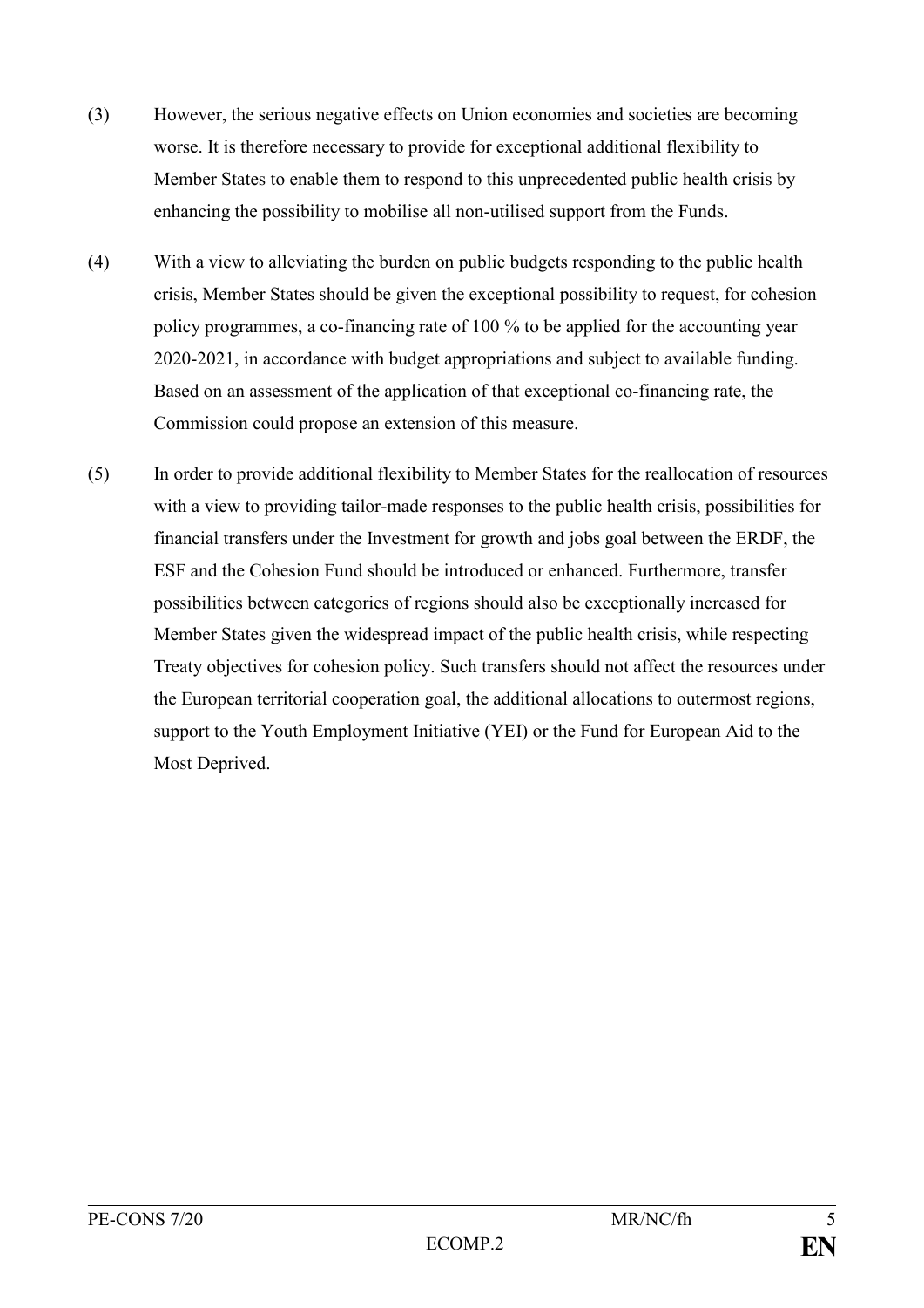(3) However, the serious negative effects on Union economies and societies are becoming worse. It is therefore necessary to provide for exceptional additional flexibility to Member States to enable them to respond to this unprecedented public health crisis by enhancing the possibility to mobilise all non-utilised support from the Funds.

(4) With a view to alleviating the burden on public budgets responding to the public health crisis, Member States should be given the exceptional possibility to request, for cohesion policy programmes, a co-financing rate of 100 % to be applied for the accounting year 2020-2021, in accordance with budget appropriations and subject to available funding. Based on an assessment of the application of that exceptional co-financing rate, the Commission could propose an extension of this measure.

(5) In order to provide additional flexibility to Member States for the reallocation of resources with a view to providing tailor-made responses to the public health crisis, possibilities for financial transfers under the Investment for growth and jobs goal between the ERDF, the ESF and the Cohesion Fund should be introduced or enhanced. Furthermore, transfer possibilities between categories of regions should also be exceptionally increased for Member States given the widespread impact of the public health crisis, while respecting Treaty objectives for cohesion policy. Such transfers should not affect the resources under the European territorial cooperation goal, the additional allocations to outermost regions, support to the Youth Employment Initiative (YEI) or the Fund for European Aid to the Most Deprived.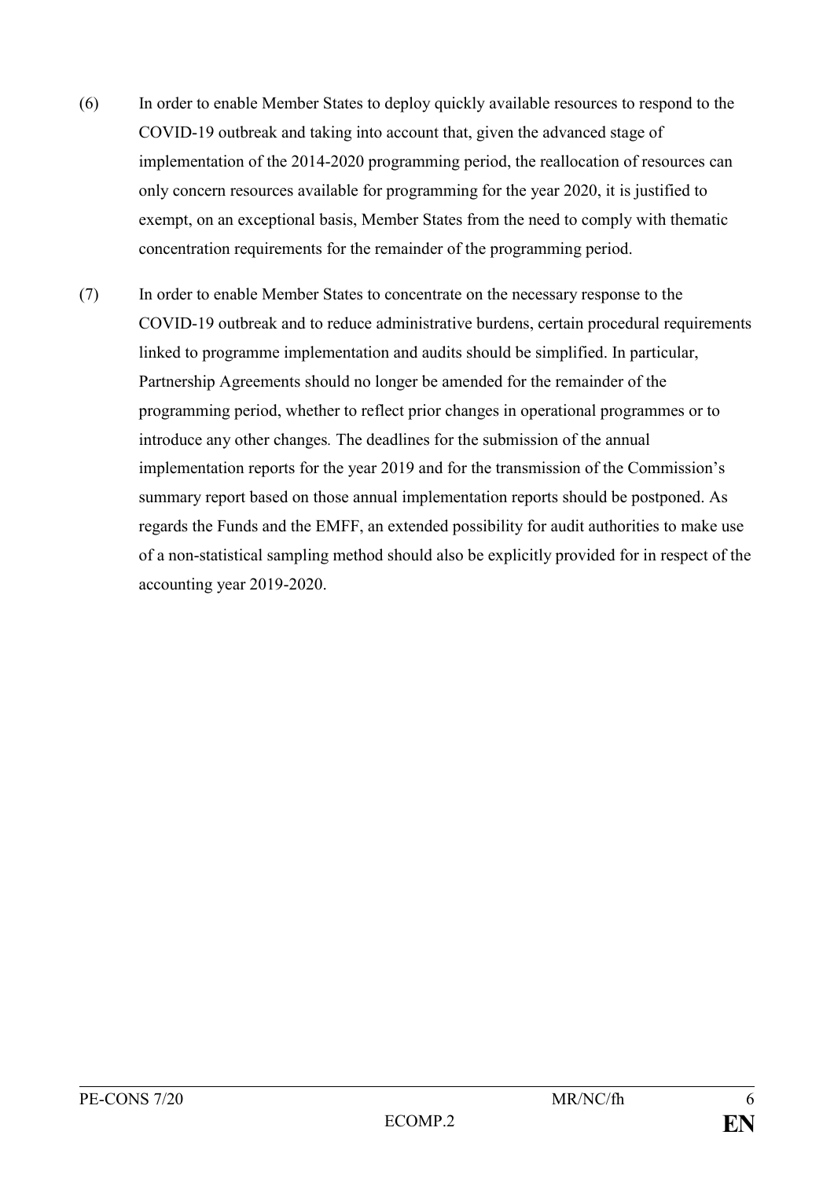(6) In order to enable Member States to deploy quickly available resources to respond to the COVID-19 outbreak and taking into account that, given the advanced stage of implementation of the 2014-2020 programming period, the reallocation of resources can only concern resources available for programming for the year 2020, it is justified to exempt, on an exceptional basis, Member States from the need to comply with thematic concentration requirements for the remainder of the programming period.

(7) In order to enable Member States to concentrate on the necessary response to the COVID-19 outbreak and to reduce administrative burdens, certain procedural requirements linked to programme implementation and audits should be simplified. In particular, Partnership Agreements should no longer be amended for the remainder of the programming period, whether to reflect prior changes in operational programmes or to introduce any other changes. The deadlines for the submission of the annual implementation reports for the year 2019 and for the transmission of the Commission's summary report based on those annual implementation reports should be postponed. As regards the Funds and the EMFF, an extended possibility for audit authorities to make use of a non-statistical sampling method should also be explicitly provided for in respect of the accounting year 2019-2020.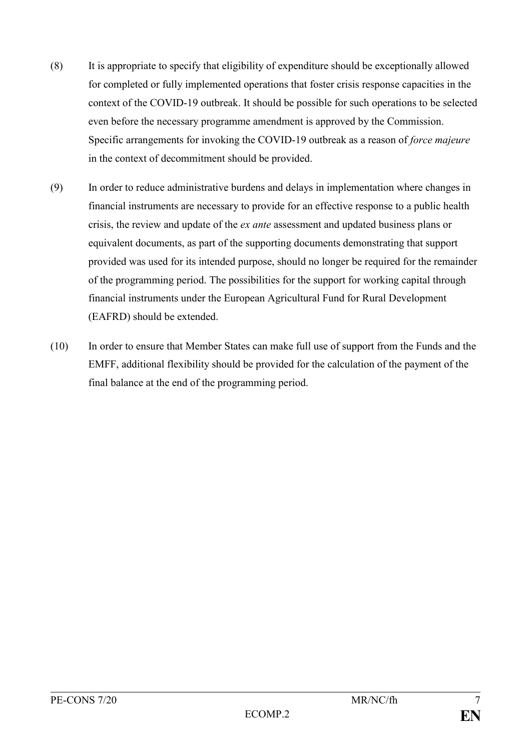(8) It is appropriate to specify that eligibility of expenditure should be exceptionally allowed for completed or fully implemented operations that foster crisis response capacities in the context of the COVID-19 outbreak. It should be possible for such operations to be selected even before the necessary programme amendment is approved by the Commission. Specific arrangements for invoking the COVID-19 outbreak as a reason of *force majeure* in the context of decommitment should be provided.

(9) In order to reduce administrative burdens and delays in implementation where changes in financial instruments are necessary to provide for an effective response to a public health crisis, the review and update of the *ex ante* assessment and updated business plans or equivalent documents, as part of the supporting documents demonstrating that support provided was used for its intended purpose, should no longer be required for the remainder of the programming period. The possibilities for the support for working capital through financial instruments under the European Agricultural Fund for Rural Development (EAFRD) should be extended.

(10) In order to ensure that Member States can make full use of support from the Funds and the EMFF, additional flexibility should be provided for the calculation of the payment of the final balance at the end of the programming period.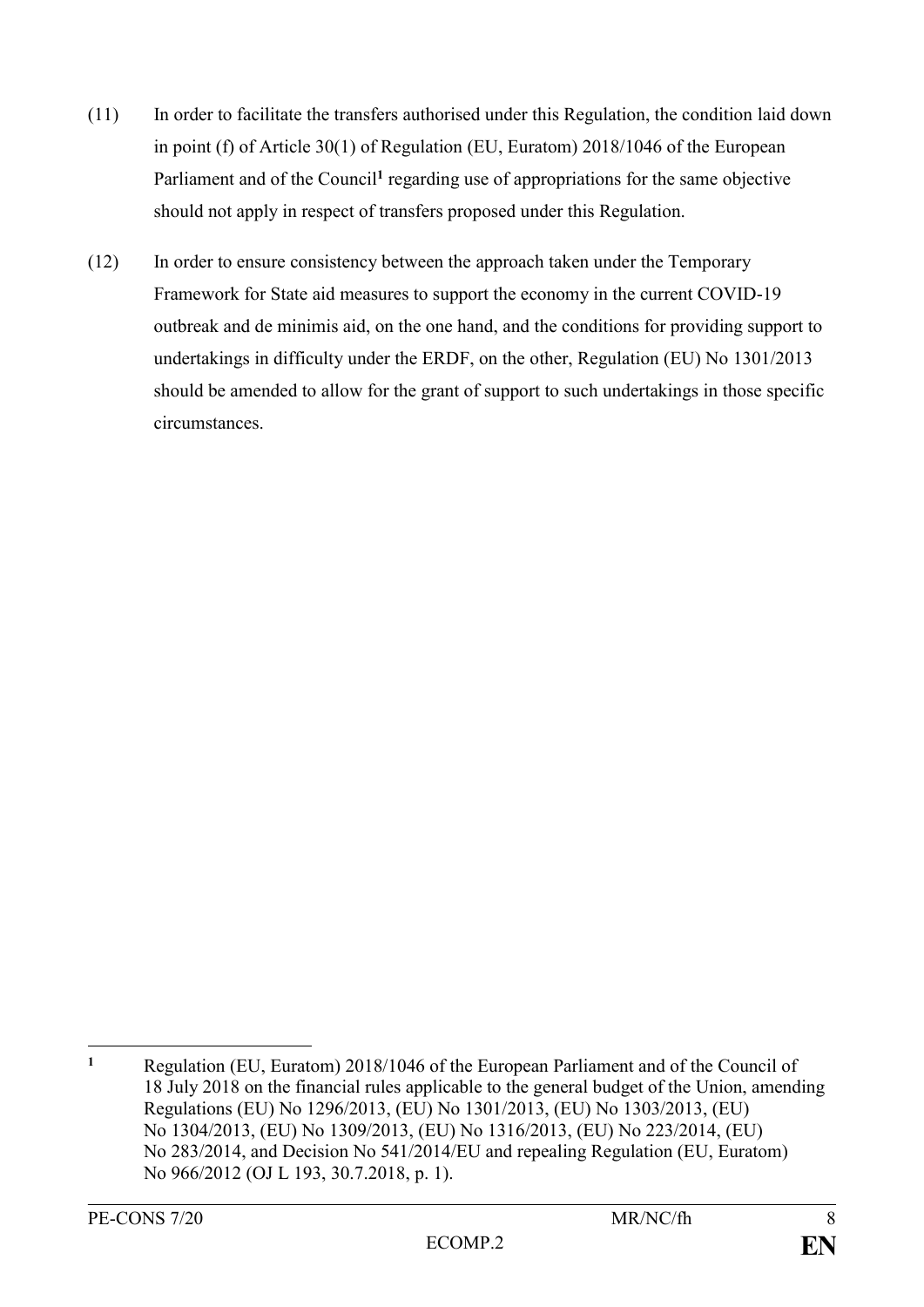(11) In order to facilitate the transfers authorised under this Regulation, the condition laid down in point (f) of Article 30(1) of Regulation (EU, Euratom) 2018/1046 of the European Parliament and of the Council[1] regarding use of appropriations for the same objective should not apply in respect of transfers proposed under this Regulation.

(12) In order to ensure consistency between the approach taken under the Temporary Framework for State aid measures to support the economy in the current COVID-19 outbreak and de minimis aid, on the one hand, and the conditions for providing support to undertakings in difficulty under the ERDF, on the other, Regulation (EU) No 1301/2013 should be amended to allow for the grant of support to such undertakings in those specific circumstances.

---

[1] Regulation (EU, Euratom) 2018/1046 of the European Parliament and of the Council of 18 July 2018 on the financial rules applicable to the general budget of the Union, amending Regulations (EU) No 1296/2013, (EU) No 1301/2013, (EU) No 1303/2013, (EU) No 1304/2013, (EU) No 1309/2013, (EU) No 1316/2013, (EU) No 223/2014, (EU) No 283/2014, and Decision No 541/2014/EU and repealing Regulation (EU, Euratom) No 966/2012 (OJ L 193, 30.7.2018, p. 1).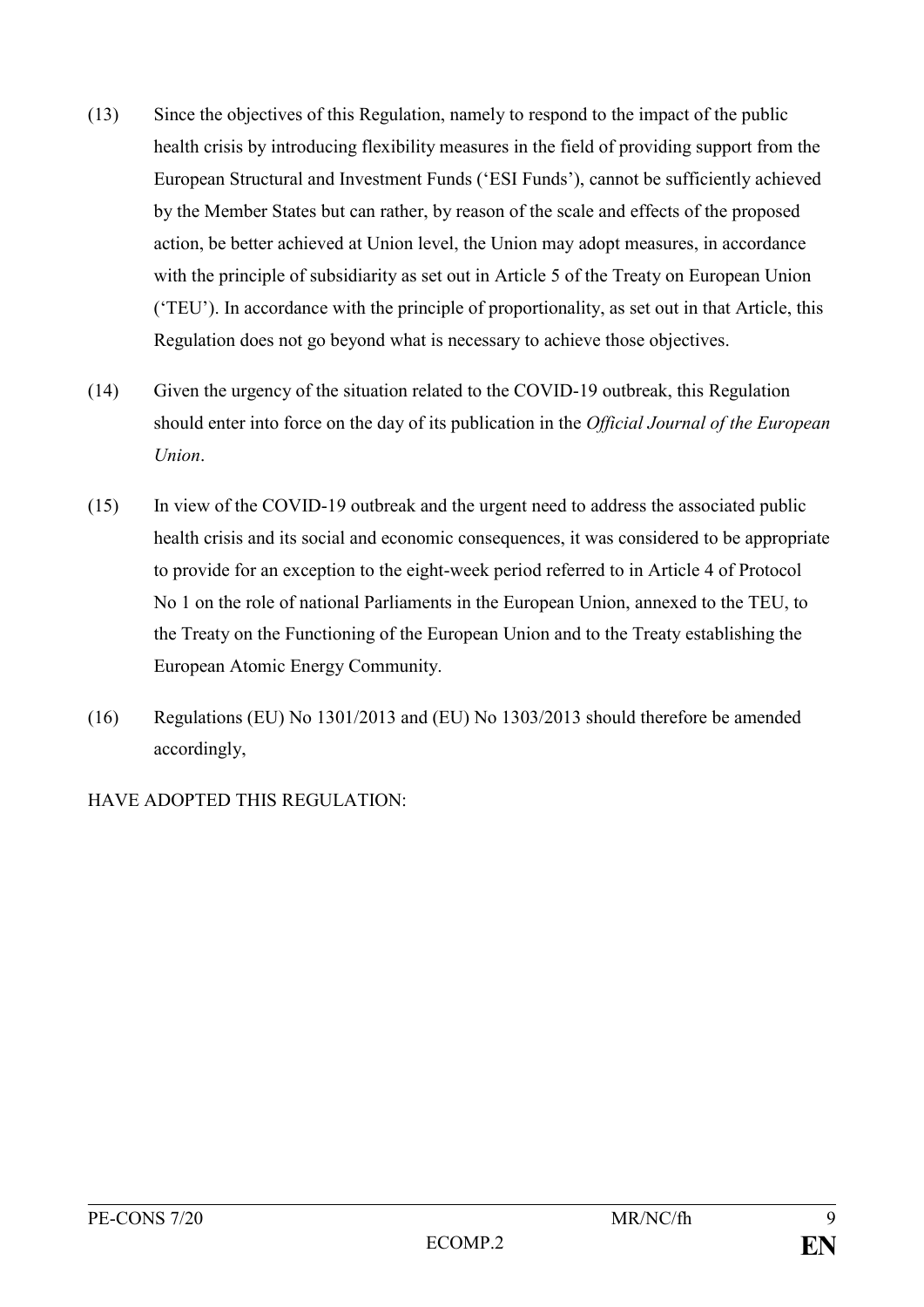(13) Since the objectives of this Regulation, namely to respond to the impact of the public health crisis by introducing flexibility measures in the field of providing support from the European Structural and Investment Funds ('ESI Funds'), cannot be sufficiently achieved by the Member States but can rather, by reason of the scale and effects of the proposed action, be better achieved at Union level, the Union may adopt measures, in accordance with the principle of subsidiarity as set out in Article 5 of the Treaty on European Union ('TEU'). In accordance with the principle of proportionality, as set out in that Article, this Regulation does not go beyond what is necessary to achieve those objectives.

(14) Given the urgency of the situation related to the COVID-19 outbreak, this Regulation should enter into force on the day of its publication in the *Official Journal of the European Union*.

(15) In view of the COVID-19 outbreak and the urgent need to address the associated public health crisis and its social and economic consequences, it was considered to be appropriate to provide for an exception to the eight-week period referred to in Article 4 of Protocol No 1 on the role of national Parliaments in the European Union, annexed to the TEU, to the Treaty on the Functioning of the European Union and to the Treaty establishing the European Atomic Energy Community.

(16) Regulations (EU) No 1301/2013 and (EU) No 1303/2013 should therefore be amended accordingly,

HAVE ADOPTED THIS REGULATION: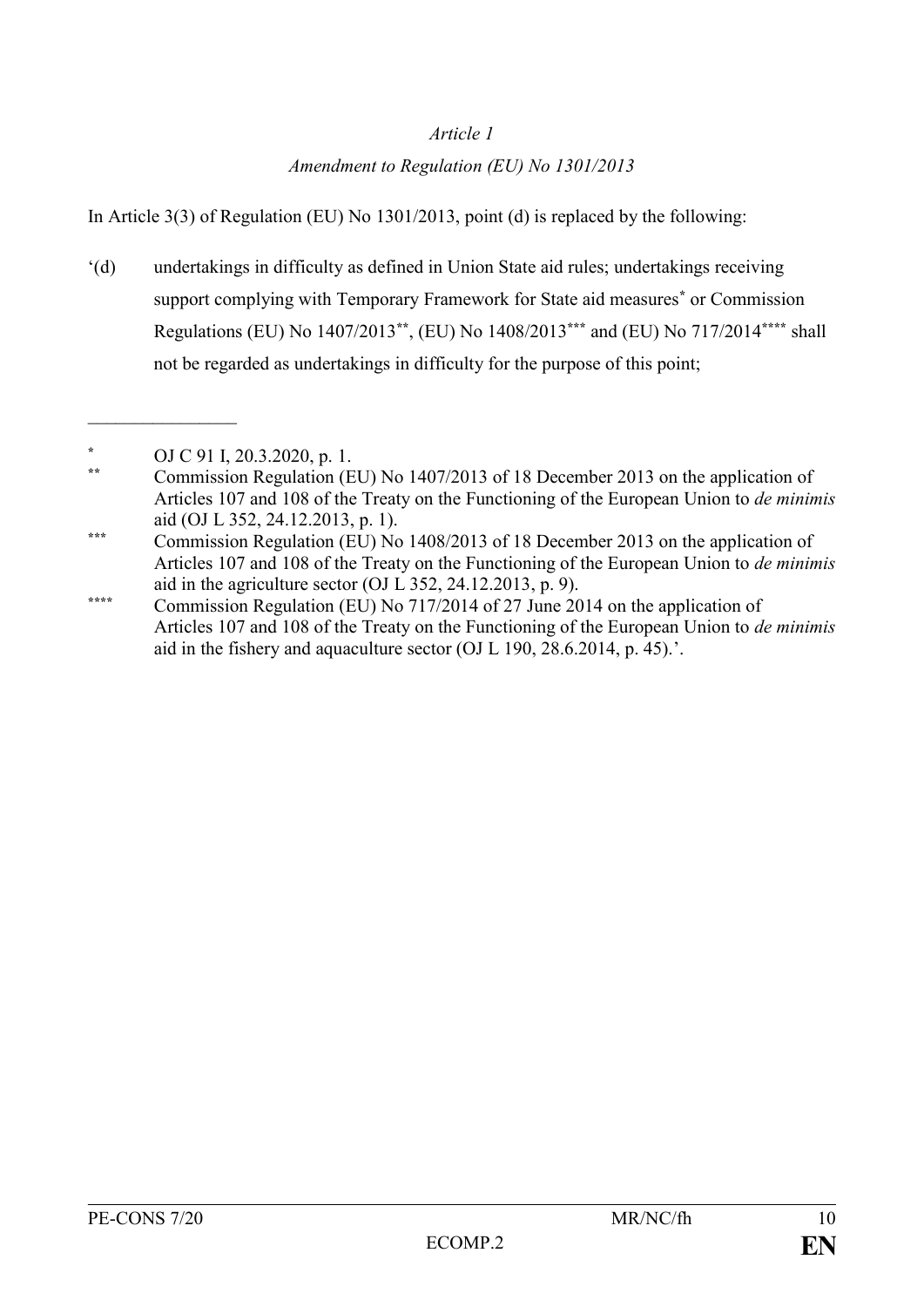*Article 1*

*Amendment to Regulation (EU) No 1301/2013*

In Article 3(3) of Regulation (EU) No 1301/2013, point (d) is replaced by the following:

'(d) undertakings in difficulty as defined in Union State aid rules; undertakings receiving support complying with Temporary Framework for State aid measures[*] or Commission Regulations (EU) No 1407/2013[**], (EU) No 1408/2013[***] and (EU) No 717/2014[****] shall not be regarded as undertakings in difficulty for the purpose of this point;

________________

[*] OJ C 91 I, 20.3.2020, p. 1.

[**] Commission Regulation (EU) No 1407/2013 of 18 December 2013 on the application of Articles 107 and 108 of the Treaty on the Functioning of the European Union to *de minimis* aid (OJ L 352, 24.12.2013, p. 1).

[***] Commission Regulation (EU) No 1408/2013 of 18 December 2013 on the application of Articles 107 and 108 of the Treaty on the Functioning of the European Union to *de minimis* aid in the agriculture sector (OJ L 352, 24.12.2013, p. 9).

[****] Commission Regulation (EU) No 717/2014 of 27 June 2014 on the application of Articles 107 and 108 of the Treaty on the Functioning of the European Union to *de minimis* aid in the fishery and aquaculture sector (OJ L 190, 28.6.2014, p. 45).'.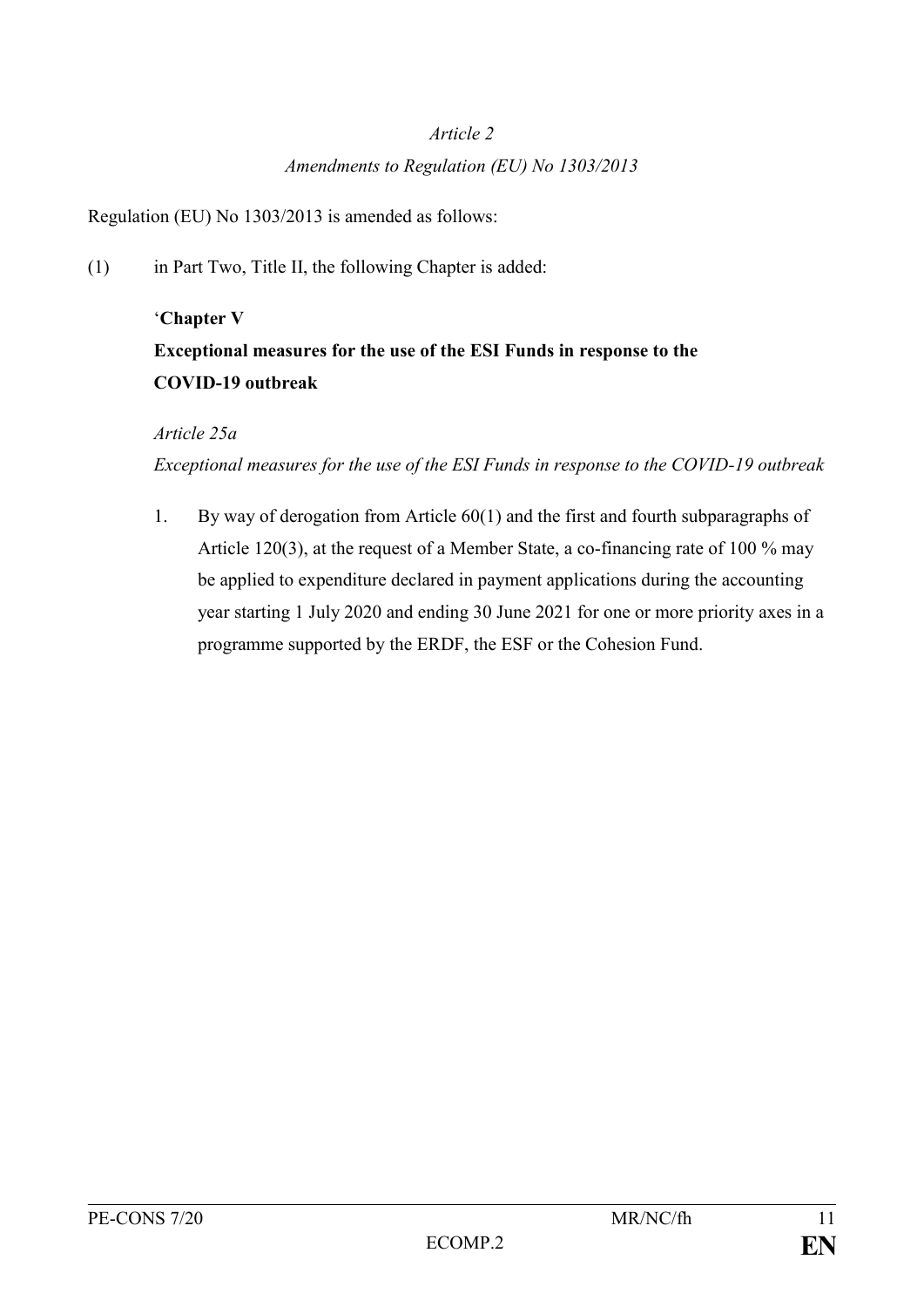*Article 2*

*Amendments to Regulation (EU) No 1303/2013*

Regulation (EU) No 1303/2013 is amended as follows:

(1) in Part Two, Title II, the following Chapter is added:

'**Chapter V**

**Exceptional measures for the use of the ESI Funds in response to the COVID-19 outbreak**

*Article 25a*

*Exceptional measures for the use of the ESI Funds in response to the COVID-19 outbreak*

1. By way of derogation from Article 60(1) and the first and fourth subparagraphs of Article 120(3), at the request of a Member State, a co-financing rate of 100 % may be applied to expenditure declared in payment applications during the accounting year starting 1 July 2020 and ending 30 June 2021 for one or more priority axes in a programme supported by the ERDF, the ESF or the Cohesion Fund.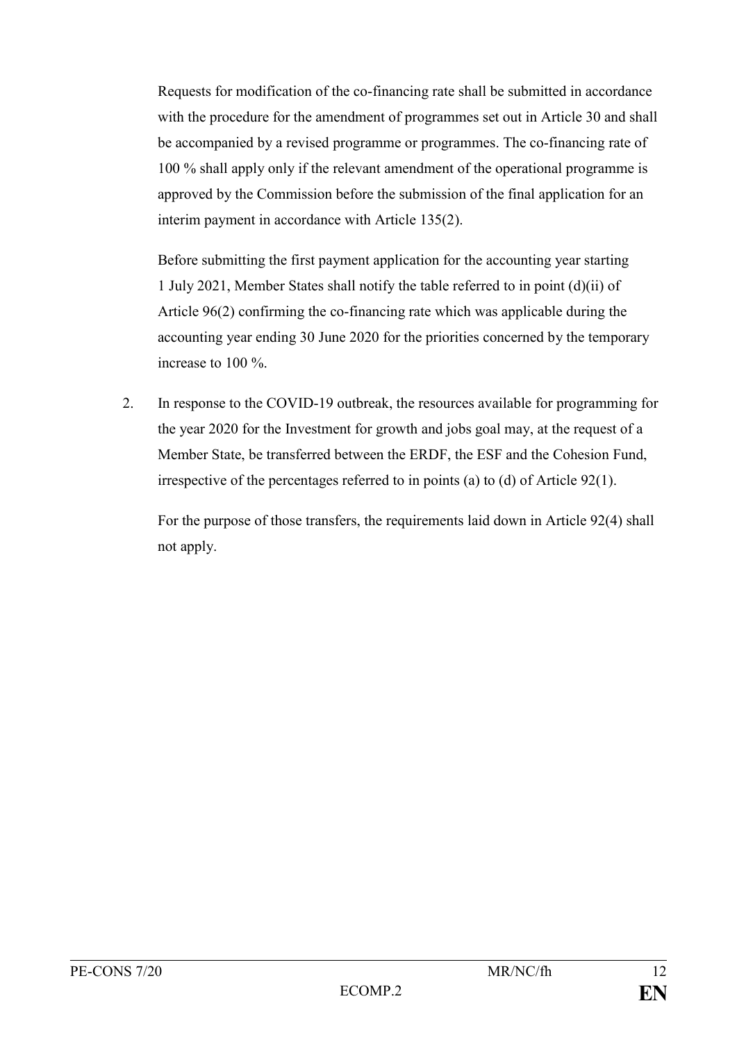Requests for modification of the co-financing rate shall be submitted in accordance with the procedure for the amendment of programmes set out in Article 30 and shall be accompanied by a revised programme or programmes. The co-financing rate of 100 % shall apply only if the relevant amendment of the operational programme is approved by the Commission before the submission of the final application for an interim payment in accordance with Article 135(2).

Before submitting the first payment application for the accounting year starting 1 July 2021, Member States shall notify the table referred to in point (d)(ii) of Article 96(2) confirming the co-financing rate which was applicable during the accounting year ending 30 June 2020 for the priorities concerned by the temporary increase to 100 %.

2. In response to the COVID-19 outbreak, the resources available for programming for the year 2020 for the Investment for growth and jobs goal may, at the request of a Member State, be transferred between the ERDF, the ESF and the Cohesion Fund, irrespective of the percentages referred to in points (a) to (d) of Article 92(1).

   For the purpose of those transfers, the requirements laid down in Article 92(4) shall not apply.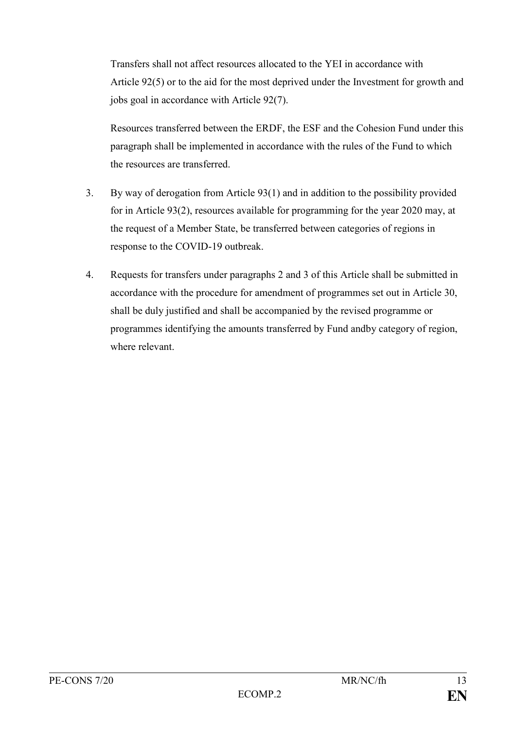Transfers shall not affect resources allocated to the YEI in accordance with Article 92(5) or to the aid for the most deprived under the Investment for growth and jobs goal in accordance with Article 92(7).

Resources transferred between the ERDF, the ESF and the Cohesion Fund under this paragraph shall be implemented in accordance with the rules of the Fund to which the resources are transferred.

3. By way of derogation from Article 93(1) and in addition to the possibility provided for in Article 93(2), resources available for programming for the year 2020 may, at the request of a Member State, be transferred between categories of regions in response to the COVID-19 outbreak.

4. Requests for transfers under paragraphs 2 and 3 of this Article shall be submitted in accordance with the procedure for amendment of programmes set out in Article 30, shall be duly justified and shall be accompanied by the revised programme or programmes identifying the amounts transferred by Fund andby category of region, where relevant.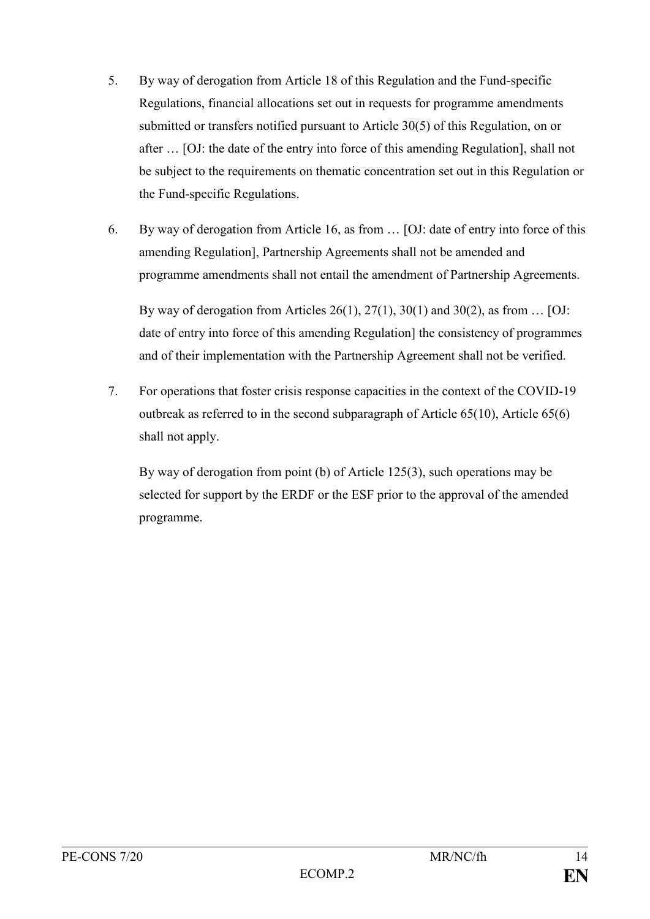5. By way of derogation from Article 18 of this Regulation and the Fund-specific Regulations, financial allocations set out in requests for programme amendments submitted or transfers notified pursuant to Article 30(5) of this Regulation, on or after … [OJ: the date of the entry into force of this amending Regulation], shall not be subject to the requirements on thematic concentration set out in this Regulation or the Fund-specific Regulations.

6. By way of derogation from Article 16, as from … [OJ: date of entry into force of this amending Regulation], Partnership Agreements shall not be amended and programme amendments shall not entail the amendment of Partnership Agreements.

   By way of derogation from Articles 26(1), 27(1), 30(1) and 30(2), as from … [OJ: date of entry into force of this amending Regulation] the consistency of programmes and of their implementation with the Partnership Agreement shall not be verified.

7. For operations that foster crisis response capacities in the context of the COVID-19 outbreak as referred to in the second subparagraph of Article 65(10), Article 65(6) shall not apply.

   By way of derogation from point (b) of Article 125(3), such operations may be selected for support by the ERDF or the ESF prior to the approval of the amended programme.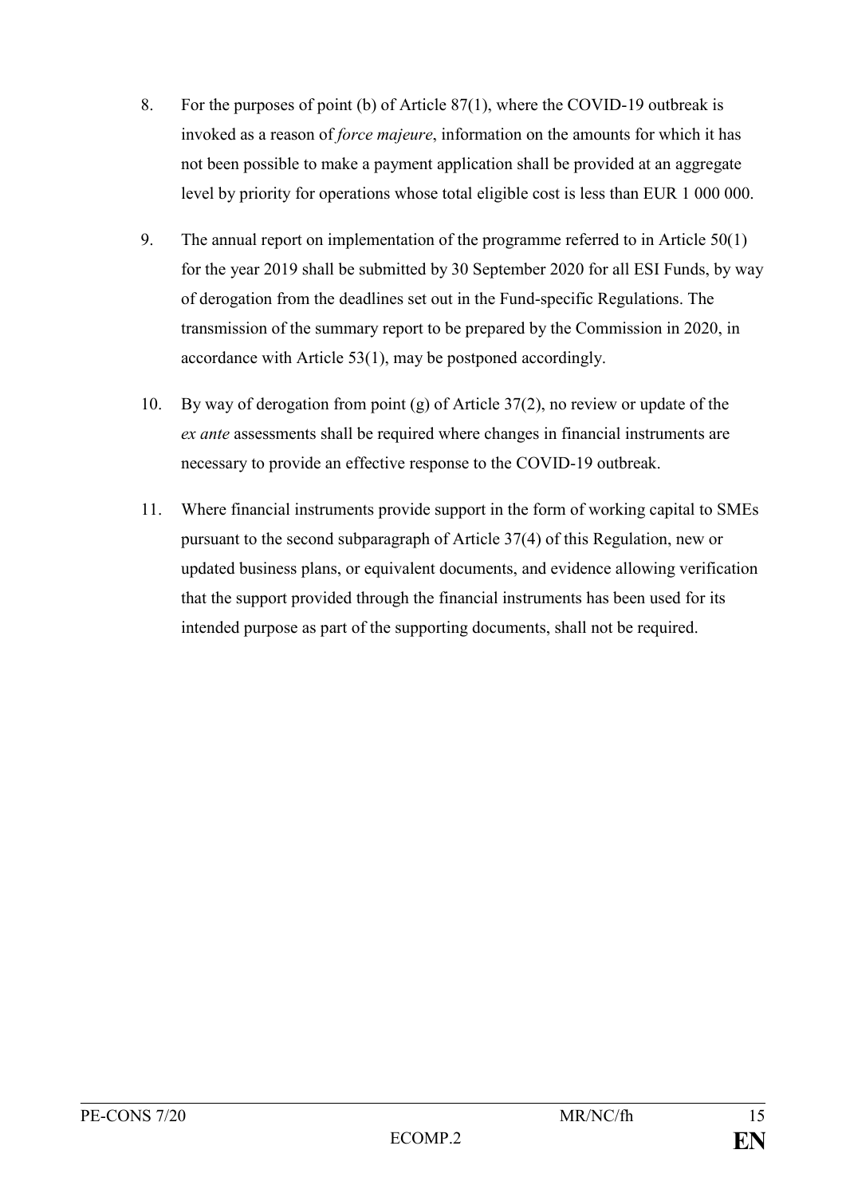8. For the purposes of point (b) of Article 87(1), where the COVID-19 outbreak is invoked as a reason of *force majeure*, information on the amounts for which it has not been possible to make a payment application shall be provided at an aggregate level by priority for operations whose total eligible cost is less than EUR 1 000 000.

9. The annual report on implementation of the programme referred to in Article 50(1) for the year 2019 shall be submitted by 30 September 2020 for all ESI Funds, by way of derogation from the deadlines set out in the Fund-specific Regulations. The transmission of the summary report to be prepared by the Commission in 2020, in accordance with Article 53(1), may be postponed accordingly.

10. By way of derogation from point (g) of Article 37(2), no review or update of the *ex ante* assessments shall be required where changes in financial instruments are necessary to provide an effective response to the COVID-19 outbreak.

11. Where financial instruments provide support in the form of working capital to SMEs pursuant to the second subparagraph of Article 37(4) of this Regulation, new or updated business plans, or equivalent documents, and evidence allowing verification that the support provided through the financial instruments has been used for its intended purpose as part of the supporting documents, shall not be required.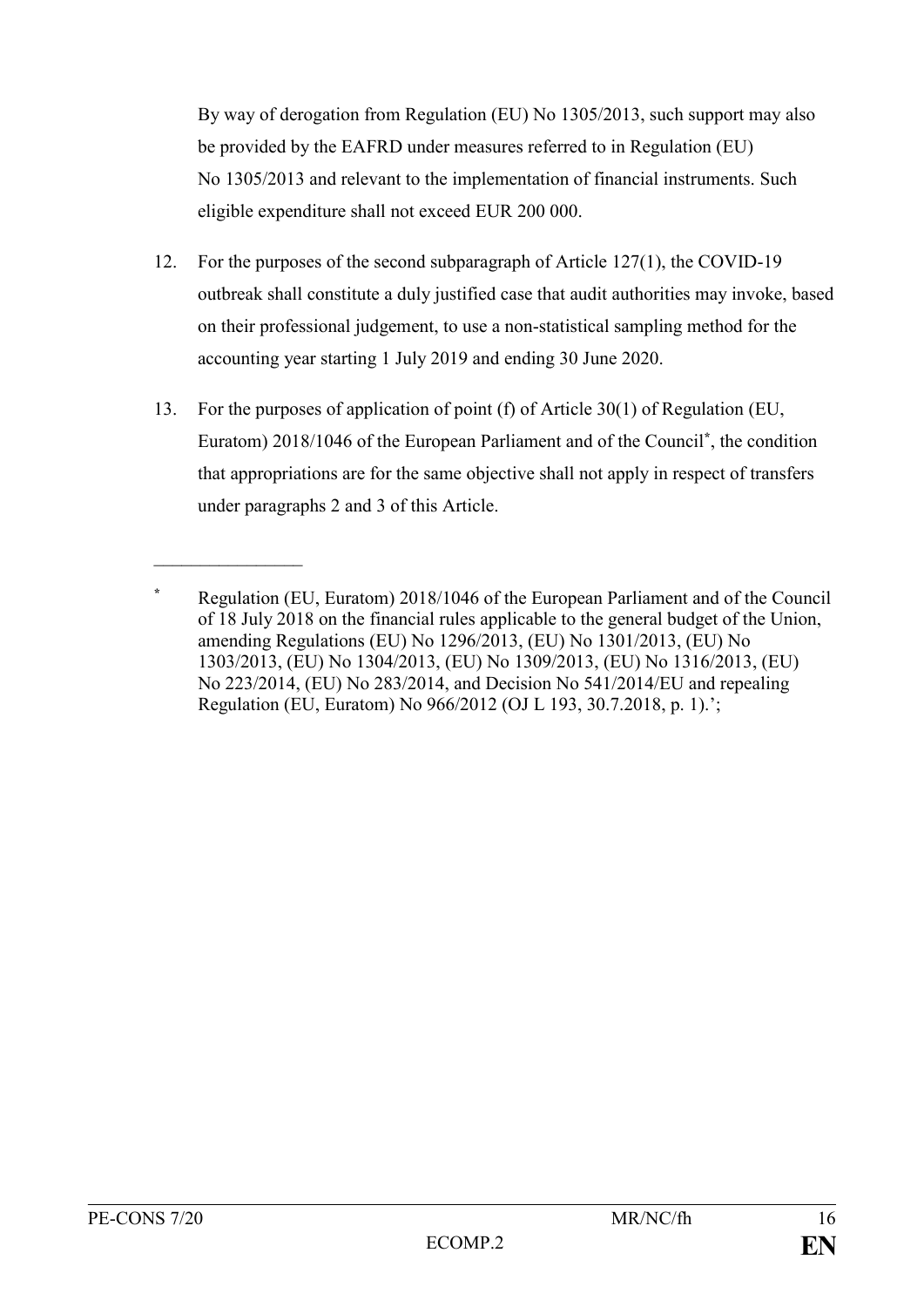By way of derogation from Regulation (EU) No 1305/2013, such support may also be provided by the EAFRD under measures referred to in Regulation (EU) No 1305/2013 and relevant to the implementation of financial instruments. Such eligible expenditure shall not exceed EUR 200 000.

12. For the purposes of the second subparagraph of Article 127(1), the COVID-19 outbreak shall constitute a duly justified case that audit authorities may invoke, based on their professional judgement, to use a non-statistical sampling method for the accounting year starting 1 July 2019 and ending 30 June 2020.

13. For the purposes of application of point (f) of Article 30(1) of Regulation (EU, Euratom) 2018/1046 of the European Parliament and of the Council[*], the condition that appropriations are for the same objective shall not apply in respect of transfers under paragraphs 2 and 3 of this Article.

---

[*] Regulation (EU, Euratom) 2018/1046 of the European Parliament and of the Council of 18 July 2018 on the financial rules applicable to the general budget of the Union, amending Regulations (EU) No 1296/2013, (EU) No 1301/2013, (EU) No 1303/2013, (EU) No 1304/2013, (EU) No 1309/2013, (EU) No 1316/2013, (EU) No 223/2014, (EU) No 283/2014, and Decision No 541/2014/EU and repealing Regulation (EU, Euratom) No 966/2012 (OJ L 193, 30.7.2018, p. 1).';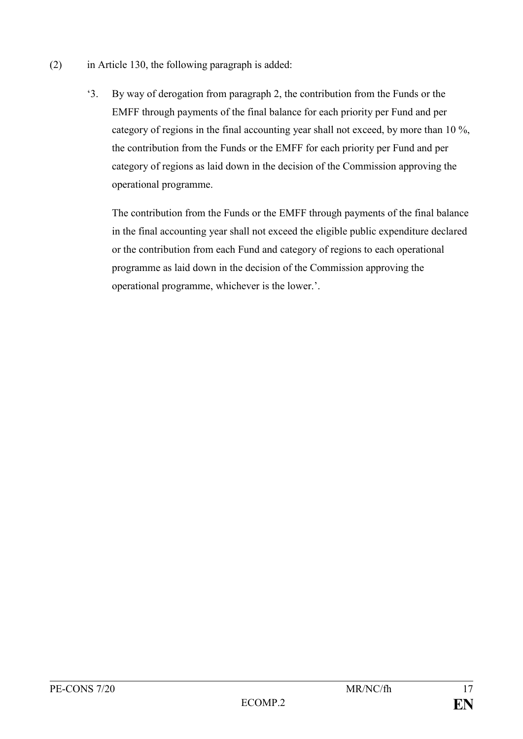(2) in Article 130, the following paragraph is added:

‘3. By way of derogation from paragraph 2, the contribution from the Funds or the EMFF through payments of the final balance for each priority per Fund and per category of regions in the final accounting year shall not exceed, by more than 10 %, the contribution from the Funds or the EMFF for each priority per Fund and per category of regions as laid down in the decision of the Commission approving the operational programme.

The contribution from the Funds or the EMFF through payments of the final balance in the final accounting year shall not exceed the eligible public expenditure declared or the contribution from each Fund and category of regions to each operational programme as laid down in the decision of the Commission approving the operational programme, whichever is the lower.’.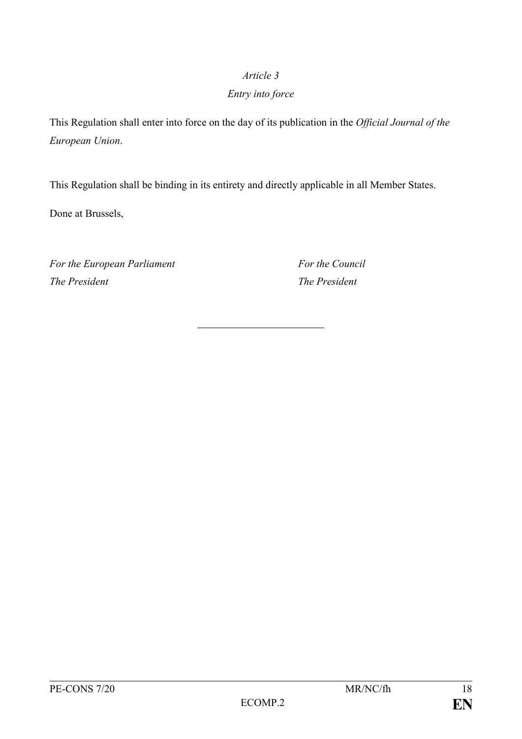*Article 3*

*Entry into force*

This Regulation shall enter into force on the day of its publication in the *Official Journal of the European Union*.

This Regulation shall be binding in its entirety and directly applicable in all Member States.

Done at Brussels,

*For the European Parliament*
*The President*

*For the Council*
*The President*